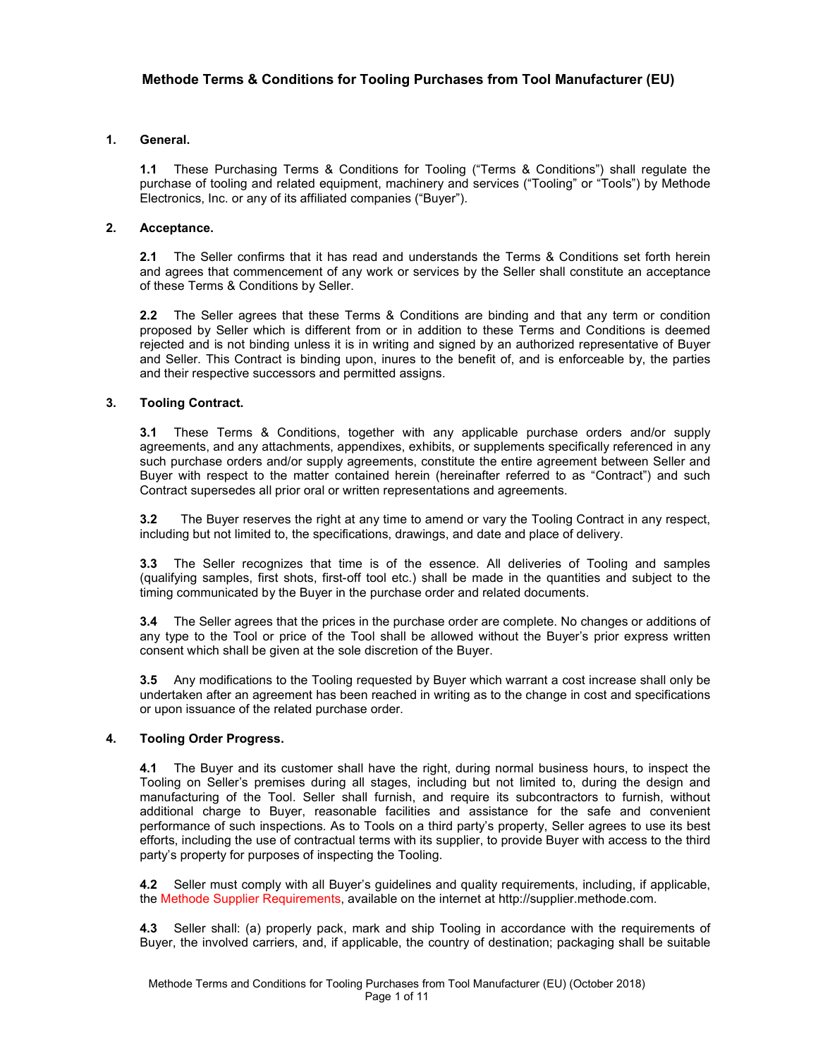# Methode Terms & Conditions for Tooling Purchases from Tool Manufacturer (EU)

## 1. General.

**1.1** These Purchasing Terms & Conditions for Tooling ("Terms & Conditions") shall regulate the purchase of tooling and related equipment, machinery and services ("Tooling" or "Tools") by Methode Electronics, Inc. or any of its affiliated companies ("Buyer").

## 2. Acceptance.

**2.1** The Seller confirms that it has read and understands the Terms & Conditions set forth herein and agrees that commencement of any work or services by the Seller shall constitute an acceptance of these Terms & Conditions by Seller.

**2.2** The Seller agrees that these Terms & Conditions are binding and that any term or condition proposed by Seller which is different from or in addition to these Terms and Conditions is deemed rejected and is not binding unless it is in writing and signed by an authorized representative of Buyer and Seller. This Contract is binding upon, inures to the benefit of, and is enforceable by, the parties and their respective successors and permitted assigns.

## 3. Tooling Contract.

**3.1** These Terms & Conditions, together with any applicable purchase orders and/or supply agreements, and any attachments, appendixes, exhibits, or supplements specifically referenced in any such purchase orders and/or supply agreements, constitute the entire agreement between Seller and Buyer with respect to the matter contained herein (hereinafter referred to as "Contract") and such Contract supersedes all prior oral or written representations and agreements.

**3.2** The Buyer reserves the right at any time to amend or vary the Tooling Contract in any respect, including but not limited to, the specifications, drawings, and date and place of delivery.

**3.3** The Seller recognizes that time is of the essence. All deliveries of Tooling and samples (qualifying samples, first shots, first-off tool etc.) shall be made in the quantities and subject to the timing communicated by the Buyer in the purchase order and related documents.

**3.4** The Seller agrees that the prices in the purchase order are complete. No changes or additions of any type to the Tool or price of the Tool shall be allowed without the Buyer's prior express written consent which shall be given at the sole discretion of the Buyer.

**3.5** Any modifications to the Tooling requested by Buyer which warrant a cost increase shall only be undertaken after an agreement has been reached in writing as to the change in cost and specifications or upon issuance of the related purchase order.

## 4. Tooling Order Progress.

**4.1** The Buyer and its customer shall have the right, during normal business hours, to inspect the Tooling on Seller's premises during all stages, including but not limited to, during the design and manufacturing of the Tool. Seller shall furnish, and require its subcontractors to furnish, without additional charge to Buyer, reasonable facilities and assistance for the safe and convenient performance of such inspections. As to Tools on a third party's property, Seller agrees to use its best efforts, including the use of contractual terms with its supplier, to provide Buyer with access to the third party's property for purposes of inspecting the Tooling.

**4.2** Seller must comply with all Buyer's guidelines and quality requirements, including, if applicable, the Methode Supplier Requirements, available on the internet at http://supplier.methode.com.

**4.3** Seller shall: (a) properly pack, mark and ship Tooling in accordance with the requirements of Buyer, the involved carriers, and, if applicable, the country of destination; packaging shall be suitable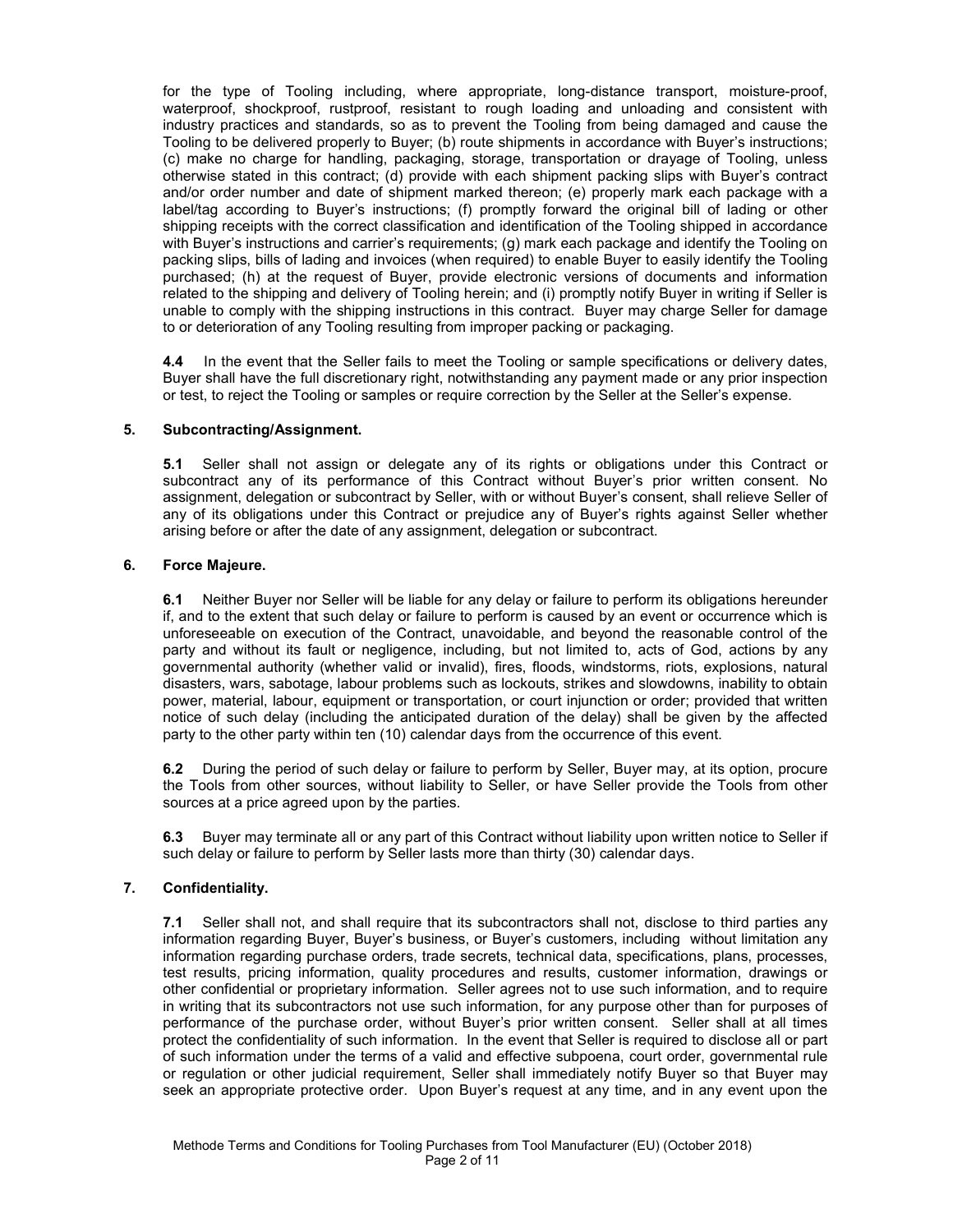for the type of Tooling including, where appropriate, long-distance transport, moisture-proof, waterproof, shockproof, rustproof, resistant to rough loading and unloading and consistent with industry practices and standards, so as to prevent the Tooling from being damaged and cause the Tooling to be delivered properly to Buyer; (b) route shipments in accordance with Buyer's instructions; (c) make no charge for handling, packaging, storage, transportation or drayage of Tooling, unless otherwise stated in this contract; (d) provide with each shipment packing slips with Buyer's contract and/or order number and date of shipment marked thereon; (e) properly mark each package with a label/tag according to Buyer's instructions; (f) promptly forward the original bill of lading or other shipping receipts with the correct classification and identification of the Tooling shipped in accordance with Buyer's instructions and carrier's requirements; (g) mark each package and identify the Tooling on packing slips, bills of lading and invoices (when required) to enable Buyer to easily identify the Tooling purchased; (h) at the request of Buyer, provide electronic versions of documents and information related to the shipping and delivery of Tooling herein; and (i) promptly notify Buyer in writing if Seller is unable to comply with the shipping instructions in this contract. Buyer may charge Seller for damage to or deterioration of any Tooling resulting from improper packing or packaging.

**4.4** In the event that the Seller fails to meet the Tooling or sample specifications or delivery dates, Buyer shall have the full discretionary right, notwithstanding any payment made or any prior inspection or test, to reject the Tooling or samples or require correction by the Seller at the Seller's expense.

## 5. Subcontracting/Assignment.

**5.1** Seller shall not assign or delegate any of its rights or obligations under this Contract or subcontract any of its performance of this Contract without Buyer's prior written consent. No assignment, delegation or subcontract by Seller, with or without Buyer's consent, shall relieve Seller of any of its obligations under this Contract or prejudice any of Buyer's rights against Seller whether arising before or after the date of any assignment, delegation or subcontract.

## 6. Force Majeure.

**6.1** Neither Buyer nor Seller will be liable for any delay or failure to perform its obligations hereunder if, and to the extent that such delay or failure to perform is caused by an event or occurrence which is unforeseeable on execution of the Contract, unavoidable, and beyond the reasonable control of the party and without its fault or negligence, including, but not limited to, acts of God, actions by any governmental authority (whether valid or invalid), fires, floods, windstorms, riots, explosions, natural disasters, wars, sabotage, labour problems such as lockouts, strikes and slowdowns, inability to obtain power, material, labour, equipment or transportation, or court injunction or order; provided that written notice of such delay (including the anticipated duration of the delay) shall be given by the affected party to the other party within ten (10) calendar days from the occurrence of this event.

**6.2** During the period of such delay or failure to perform by Seller, Buyer may, at its option, procure the Tools from other sources, without liability to Seller, or have Seller provide the Tools from other sources at a price agreed upon by the parties.

**6.3** Buyer may terminate all or any part of this Contract without liability upon written notice to Seller if such delay or failure to perform by Seller lasts more than thirty (30) calendar days.

## 7. Confidentiality.

**7.1** Seller shall not, and shall require that its subcontractors shall not, disclose to third parties any information regarding Buyer, Buyer's business, or Buyer's customers, including without limitation any information regarding purchase orders, trade secrets, technical data, specifications, plans, processes, test results, pricing information, quality procedures and results, customer information, drawings or other confidential or proprietary information. Seller agrees not to use such information, and to require in writing that its subcontractors not use such information, for any purpose other than for purposes of performance of the purchase order, without Buyer's prior written consent. Seller shall at all times protect the confidentiality of such information. In the event that Seller is required to disclose all or part of such information under the terms of a valid and effective subpoena, court order, governmental rule or regulation or other judicial requirement, Seller shall immediately notify Buyer so that Buyer may seek an appropriate protective order. Upon Buyer's request at any time, and in any event upon the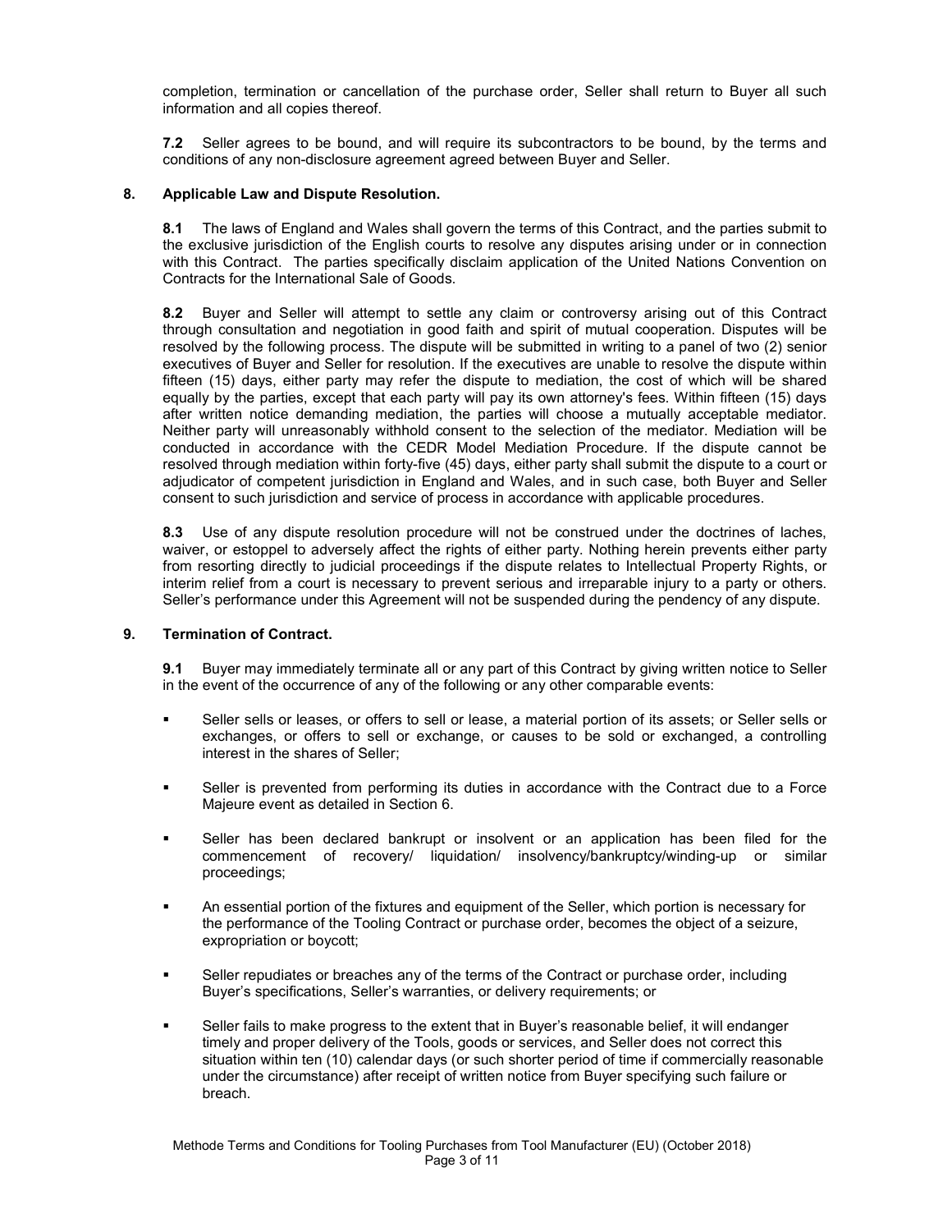completion, termination or cancellation of the purchase order, Seller shall return to Buyer all such information and all copies thereof.

**7.2** Seller agrees to be bound, and will require its subcontractors to be bound, by the terms and conditions of any non-disclosure agreement agreed between Buyer and Seller.

## 8. Applicable Law and Dispute Resolution.

**8.1** The laws of England and Wales shall govern the terms of this Contract, and the parties submit to the exclusive jurisdiction of the English courts to resolve any disputes arising under or in connection with this Contract. The parties specifically disclaim application of the United Nations Convention on Contracts for the International Sale of Goods.

**8.2** Buyer and Seller will attempt to settle any claim or controversy arising out of this Contract through consultation and negotiation in good faith and spirit of mutual cooperation. Disputes will be resolved by the following process. The dispute will be submitted in writing to a panel of two (2) senior executives of Buyer and Seller for resolution. If the executives are unable to resolve the dispute within fifteen (15) days, either party may refer the dispute to mediation, the cost of which will be shared equally by the parties, except that each party will pay its own attorney's fees. Within fifteen (15) days after written notice demanding mediation, the parties will choose a mutually acceptable mediator. Neither party will unreasonably withhold consent to the selection of the mediator. Mediation will be conducted in accordance with the CEDR Model Mediation Procedure. If the dispute cannot be resolved through mediation within forty-five (45) days, either party shall submit the dispute to a court or adjudicator of competent jurisdiction in England and Wales, and in such case, both Buyer and Seller consent to such jurisdiction and service of process in accordance with applicable procedures.

**8.3** Use of any dispute resolution procedure will not be construed under the doctrines of laches, waiver, or estoppel to adversely affect the rights of either party. Nothing herein prevents either party from resorting directly to judicial proceedings if the dispute relates to Intellectual Property Rights, or interim relief from a court is necessary to prevent serious and irreparable injury to a party or others. Seller's performance under this Agreement will not be suspended during the pendency of any dispute.

## 9. Termination of Contract.

**9.1** Buyer may immediately terminate all or any part of this Contract by giving written notice to Seller in the event of the occurrence of any of the following or any other comparable events:

- Seller sells or leases, or offers to sell or lease, a material portion of its assets; or Seller sells or exchanges, or offers to sell or exchange, or causes to be sold or exchanged, a controlling interest in the shares of Seller;
- Seller is prevented from performing its duties in accordance with the Contract due to a Force Majeure event as detailed in Section 6.
- Seller has been declared bankrupt or insolvent or an application has been filed for the commencement of recovery/ liquidation/ insolvency/bankruptcy/winding-up or similar proceedings;
- An essential portion of the fixtures and equipment of the Seller, which portion is necessary for the performance of the Tooling Contract or purchase order, becomes the object of a seizure, expropriation or boycott;
- Seller repudiates or breaches any of the terms of the Contract or purchase order, including Buyer's specifications, Seller's warranties, or delivery requirements; or
- Seller fails to make progress to the extent that in Buyer's reasonable belief, it will endanger timely and proper delivery of the Tools, goods or services, and Seller does not correct this situation within ten (10) calendar days (or such shorter period of time if commercially reasonable under the circumstance) after receipt of written notice from Buyer specifying such failure or breach.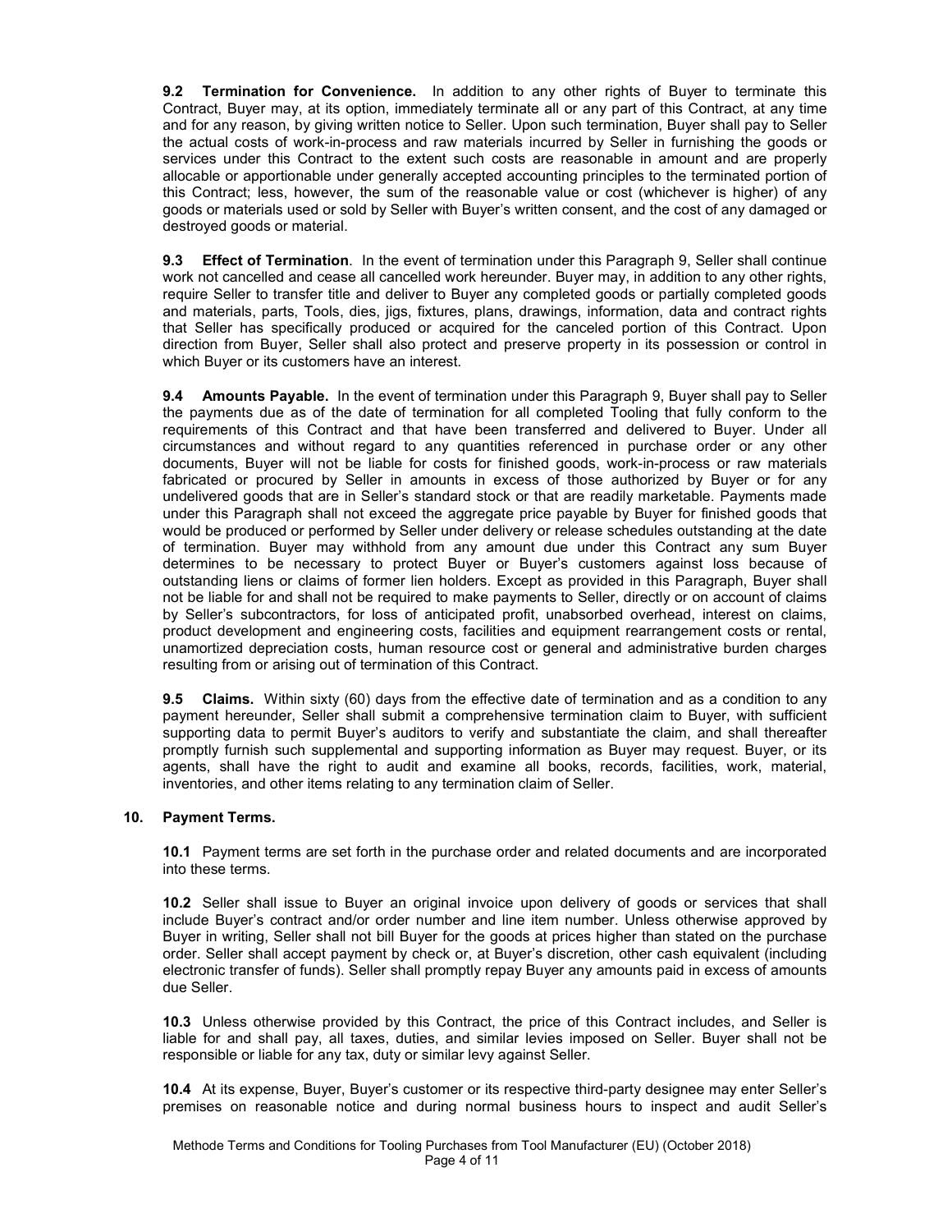**9.2 Termination for Convenience.** In addition to any other rights of Buyer to terminate this Contract, Buyer may, at its option, immediately terminate all or any part of this Contract, at any time and for any reason, by giving written notice to Seller. Upon such termination, Buyer shall pay to Seller the actual costs of work-in-process and raw materials incurred by Seller in furnishing the goods or services under this Contract to the extent such costs are reasonable in amount and are properly allocable or apportionable under generally accepted accounting principles to the terminated portion of this Contract; less, however, the sum of the reasonable value or cost (whichever is higher) of any goods or materials used or sold by Seller with Buyer's written consent, and the cost of any damaged or destroyed goods or material.

**9.3 Effect of Termination**. In the event of termination under this Paragraph 9, Seller shall continue work not cancelled and cease all cancelled work hereunder. Buyer may, in addition to any other rights, require Seller to transfer title and deliver to Buyer any completed goods or partially completed goods and materials, parts, Tools, dies, jigs, fixtures, plans, drawings, information, data and contract rights that Seller has specifically produced or acquired for the canceled portion of this Contract. Upon direction from Buyer, Seller shall also protect and preserve property in its possession or control in which Buyer or its customers have an interest.

**9.4 Amounts Payable.** In the event of termination under this Paragraph 9, Buyer shall pay to Seller the payments due as of the date of termination for all completed Tooling that fully conform to the requirements of this Contract and that have been transferred and delivered to Buyer. Under all circumstances and without regard to any quantities referenced in purchase order or any other documents, Buyer will not be liable for costs for finished goods, work-in-process or raw materials fabricated or procured by Seller in amounts in excess of those authorized by Buyer or for any undelivered goods that are in Seller's standard stock or that are readily marketable. Payments made under this Paragraph shall not exceed the aggregate price payable by Buyer for finished goods that would be produced or performed by Seller under delivery or release schedules outstanding at the date of termination. Buyer may withhold from any amount due under this Contract any sum Buyer determines to be necessary to protect Buyer or Buyer's customers against loss because of outstanding liens or claims of former lien holders. Except as provided in this Paragraph, Buyer shall not be liable for and shall not be required to make payments to Seller, directly or on account of claims by Seller's subcontractors, for loss of anticipated profit, unabsorbed overhead, interest on claims, product development and engineering costs, facilities and equipment rearrangement costs or rental, unamortized depreciation costs, human resource cost or general and administrative burden charges resulting from or arising out of termination of this Contract.

**9.5 Claims.** Within sixty (60) days from the effective date of termination and as a condition to any payment hereunder, Seller shall submit a comprehensive termination claim to Buyer, with sufficient supporting data to permit Buyer's auditors to verify and substantiate the claim, and shall thereafter promptly furnish such supplemental and supporting information as Buyer may request. Buyer, or its agents, shall have the right to audit and examine all books, records, facilities, work, material, inventories, and other items relating to any termination claim of Seller.

## 10. Payment Terms.

**10.1** Payment terms are set forth in the purchase order and related documents and are incorporated into these terms.

**10.2** Seller shall issue to Buyer an original invoice upon delivery of goods or services that shall include Buyer's contract and/or order number and line item number. Unless otherwise approved by Buyer in writing, Seller shall not bill Buyer for the goods at prices higher than stated on the purchase order. Seller shall accept payment by check or, at Buyer's discretion, other cash equivalent (including electronic transfer of funds). Seller shall promptly repay Buyer any amounts paid in excess of amounts due Seller.

**10.3** Unless otherwise provided by this Contract, the price of this Contract includes, and Seller is liable for and shall pay, all taxes, duties, and similar levies imposed on Seller. Buyer shall not be responsible or liable for any tax, duty or similar levy against Seller.

**10.4** At its expense, Buyer, Buyer's customer or its respective third-party designee may enter Seller's premises on reasonable notice and during normal business hours to inspect and audit Seller's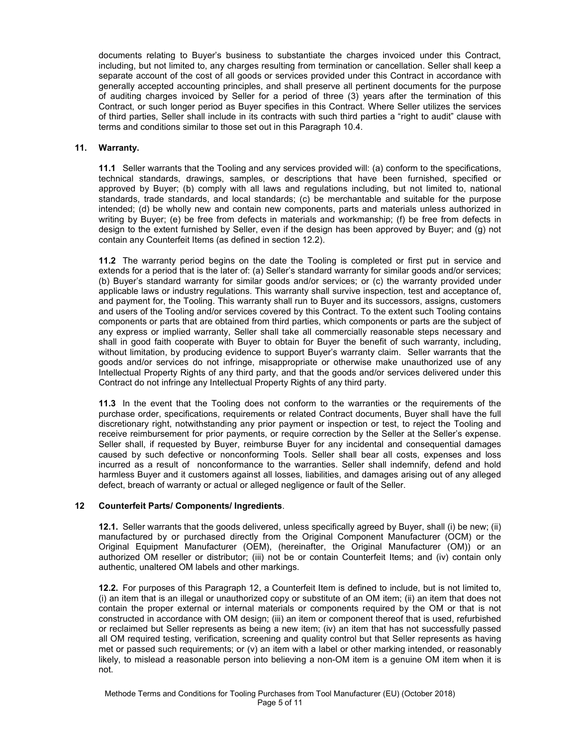documents relating to Buyer's business to substantiate the charges invoiced under this Contract, including, but not limited to, any charges resulting from termination or cancellation. Seller shall keep a separate account of the cost of all goods or services provided under this Contract in accordance with generally accepted accounting principles, and shall preserve all pertinent documents for the purpose of auditing charges invoiced by Seller for a period of three (3) years after the termination of this Contract, or such longer period as Buyer specifies in this Contract. Where Seller utilizes the services of third parties, Seller shall include in its contracts with such third parties a "right to audit" clause with terms and conditions similar to those set out in this Paragraph 10.4.

**11. Warranty.**

**11.1** Seller warrants that the Tooling and any services provided will: (a) conform to the specifications, technical standards, drawings, samples, or descriptions that have been furnished, specified or approved by Buyer; (b) comply with all laws and regulations including, but not limited to, national standards, trade standards, and local standards; (c) be merchantable and suitable for the purpose intended; (d) be wholly new and contain new components, parts and materials unless authorized in writing by Buyer; (e) be free from defects in materials and workmanship; (f) be free from defects in design to the extent furnished by Seller, even if the design has been approved by Buyer; and (g) not contain any Counterfeit Items (as defined in section 12.2).

**11.2** The warranty period begins on the date the Tooling is completed or first put in service and extends for a period that is the later of: (a) Seller's standard warranty for similar goods and/or services; (b) Buyer's standard warranty for similar goods and/or services; or (c) the warranty provided under applicable laws or industry regulations. This warranty shall survive inspection, test and acceptance of, and payment for, the Tooling. This warranty shall run to Buyer and its successors, assigns, customers and users of the Tooling and/or services covered by this Contract. To the extent such Tooling contains components or parts that are obtained from third parties, which components or parts are the subject of any express or implied warranty, Seller shall take all commercially reasonable steps necessary and shall in good faith cooperate with Buyer to obtain for Buyer the benefit of such warranty, including, without limitation, by producing evidence to support Buyer's warranty claim. Seller warrants that the goods and/or services do not infringe, misappropriate or otherwise make unauthorized use of any Intellectual Property Rights of any third party, and that the goods and/or services delivered under this Contract do not infringe any Intellectual Property Rights of any third party.

**11.3** In the event that the Tooling does not conform to the warranties or the requirements of the purchase order, specifications, requirements or related Contract documents, Buyer shall have the full discretionary right, notwithstanding any prior payment or inspection or test, to reject the Tooling and receive reimbursement for prior payments, or require correction by the Seller at the Seller's expense. Seller shall, if requested by Buyer, reimburse Buyer for any incidental and consequential damages caused by such defective or nonconforming Tools. Seller shall bear all costs, expenses and loss incurred as a result of nonconformance to the warranties. Seller shall indemnify, defend and hold harmless Buyer and it customers against all losses, liabilities, and damages arising out of any alleged defect, breach of warranty or actual or alleged negligence or fault of the Seller.

**12 Counterfeit Parts/ Components/ Ingredients**.

**12.1.** Seller warrants that the goods delivered, unless specifically agreed by Buyer, shall (i) be new; (ii) manufactured by or purchased directly from the Original Component Manufacturer (OCM) or the Original Equipment Manufacturer (OEM), (hereinafter, the Original Manufacturer (OM)) or an authorized OM reseller or distributor; (iii) not be or contain Counterfeit Items; and (iv) contain only authentic, unaltered OM labels and other markings.

**12.2.** For purposes of this Paragraph 12, a Counterfeit Item is defined to include, but is not limited to, (i) an item that is an illegal or unauthorized copy or substitute of an OM item; (ii) an item that does not contain the proper external or internal materials or components required by the OM or that is not constructed in accordance with OM design; (iii) an item or component thereof that is used, refurbished or reclaimed but Seller represents as being a new item; (iv) an item that has not successfully passed all OM required testing, verification, screening and quality control but that Seller represents as having met or passed such requirements; or (v) an item with a label or other marking intended, or reasonably likely, to mislead a reasonable person into believing a non-OM item is a genuine OM item when it is not.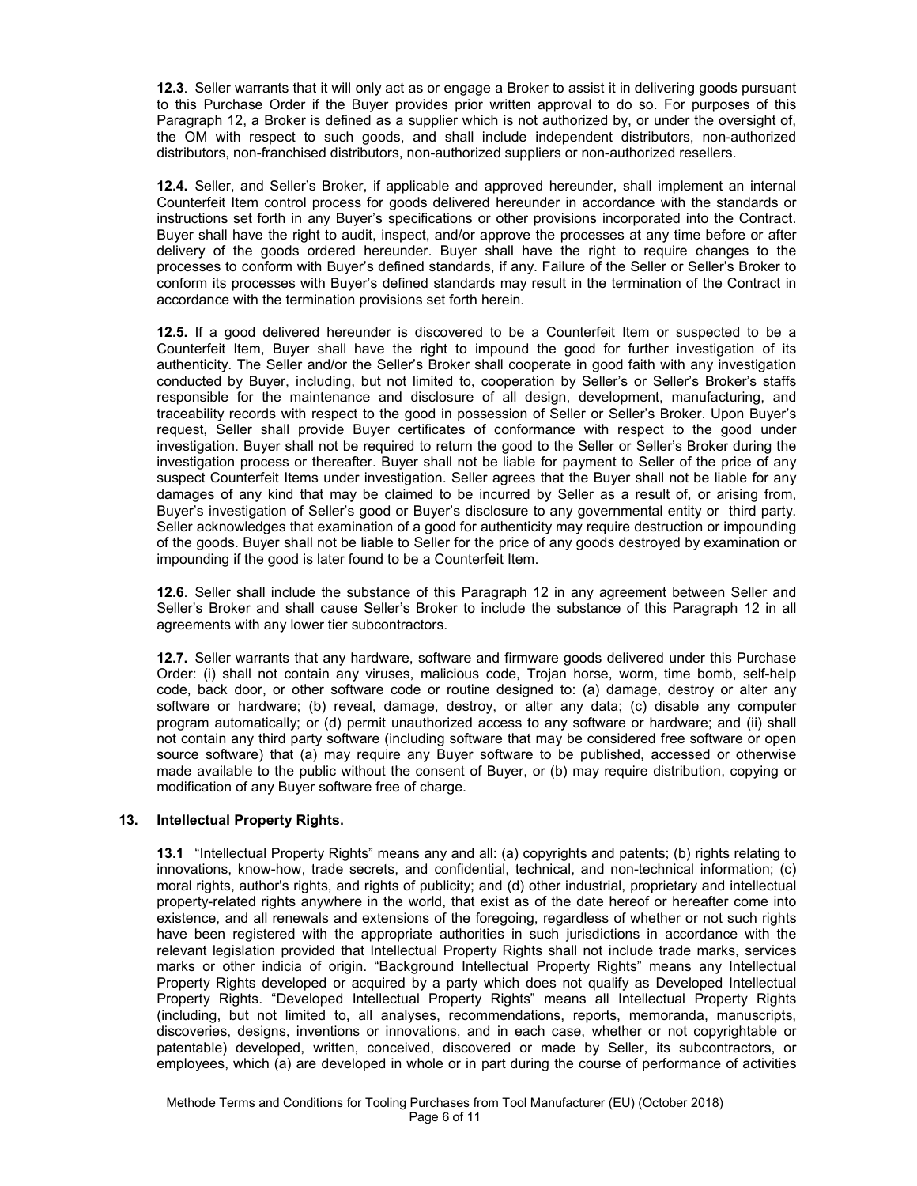**12.3**. Seller warrants that it will only act as or engage a Broker to assist it in delivering goods pursuant to this Purchase Order if the Buyer provides prior written approval to do so. For purposes of this Paragraph 12, a Broker is defined as a supplier which is not authorized by, or under the oversight of, the OM with respect to such goods, and shall include independent distributors, non-authorized distributors, non-franchised distributors, non-authorized suppliers or non-authorized resellers.

**12.4.** Seller, and Seller's Broker, if applicable and approved hereunder, shall implement an internal Counterfeit Item control process for goods delivered hereunder in accordance with the standards or instructions set forth in any Buyer's specifications or other provisions incorporated into the Contract. Buyer shall have the right to audit, inspect, and/or approve the processes at any time before or after delivery of the goods ordered hereunder. Buyer shall have the right to require changes to the processes to conform with Buyer's defined standards, if any. Failure of the Seller or Seller's Broker to conform its processes with Buyer's defined standards may result in the termination of the Contract in accordance with the termination provisions set forth herein.

**12.5.** If a good delivered hereunder is discovered to be a Counterfeit Item or suspected to be a Counterfeit Item, Buyer shall have the right to impound the good for further investigation of its authenticity. The Seller and/or the Seller's Broker shall cooperate in good faith with any investigation conducted by Buyer, including, but not limited to, cooperation by Seller's or Seller's Broker's staffs responsible for the maintenance and disclosure of all design, development, manufacturing, and traceability records with respect to the good in possession of Seller or Seller's Broker. Upon Buyer's request, Seller shall provide Buyer certificates of conformance with respect to the good under investigation. Buyer shall not be required to return the good to the Seller or Seller's Broker during the investigation process or thereafter. Buyer shall not be liable for payment to Seller of the price of any suspect Counterfeit Items under investigation. Seller agrees that the Buyer shall not be liable for any damages of any kind that may be claimed to be incurred by Seller as a result of, or arising from, Buyer's investigation of Seller's good or Buyer's disclosure to any governmental entity or third party. Seller acknowledges that examination of a good for authenticity may require destruction or impounding of the goods. Buyer shall not be liable to Seller for the price of any goods destroyed by examination or impounding if the good is later found to be a Counterfeit Item.

**12.6**. Seller shall include the substance of this Paragraph 12 in any agreement between Seller and Seller's Broker and shall cause Seller's Broker to include the substance of this Paragraph 12 in all agreements with any lower tier subcontractors.

**12.7.** Seller warrants that any hardware, software and firmware goods delivered under this Purchase Order: (i) shall not contain any viruses, malicious code, Trojan horse, worm, time bomb, self-help code, back door, or other software code or routine designed to: (a) damage, destroy or alter any software or hardware; (b) reveal, damage, destroy, or alter any data; (c) disable any computer program automatically; or (d) permit unauthorized access to any software or hardware; and (ii) shall not contain any third party software (including software that may be considered free software or open source software) that (a) may require any Buyer software to be published, accessed or otherwise made available to the public without the consent of Buyer, or (b) may require distribution, copying or modification of any Buyer software free of charge.

## 13. Intellectual Property Rights.

**13.1** "Intellectual Property Rights" means any and all: (a) copyrights and patents; (b) rights relating to innovations, know-how, trade secrets, and confidential, technical, and non-technical information; (c) moral rights, author's rights, and rights of publicity; and (d) other industrial, proprietary and intellectual property-related rights anywhere in the world, that exist as of the date hereof or hereafter come into existence, and all renewals and extensions of the foregoing, regardless of whether or not such rights have been registered with the appropriate authorities in such jurisdictions in accordance with the relevant legislation provided that Intellectual Property Rights shall not include trade marks, services marks or other indicia of origin. "Background Intellectual Property Rights" means any Intellectual Property Rights developed or acquired by a party which does not qualify as Developed Intellectual Property Rights. "Developed Intellectual Property Rights" means all Intellectual Property Rights (including, but not limited to, all analyses, recommendations, reports, memoranda, manuscripts, discoveries, designs, inventions or innovations, and in each case, whether or not copyrightable or patentable) developed, written, conceived, discovered or made by Seller, its subcontractors, or employees, which (a) are developed in whole or in part during the course of performance of activities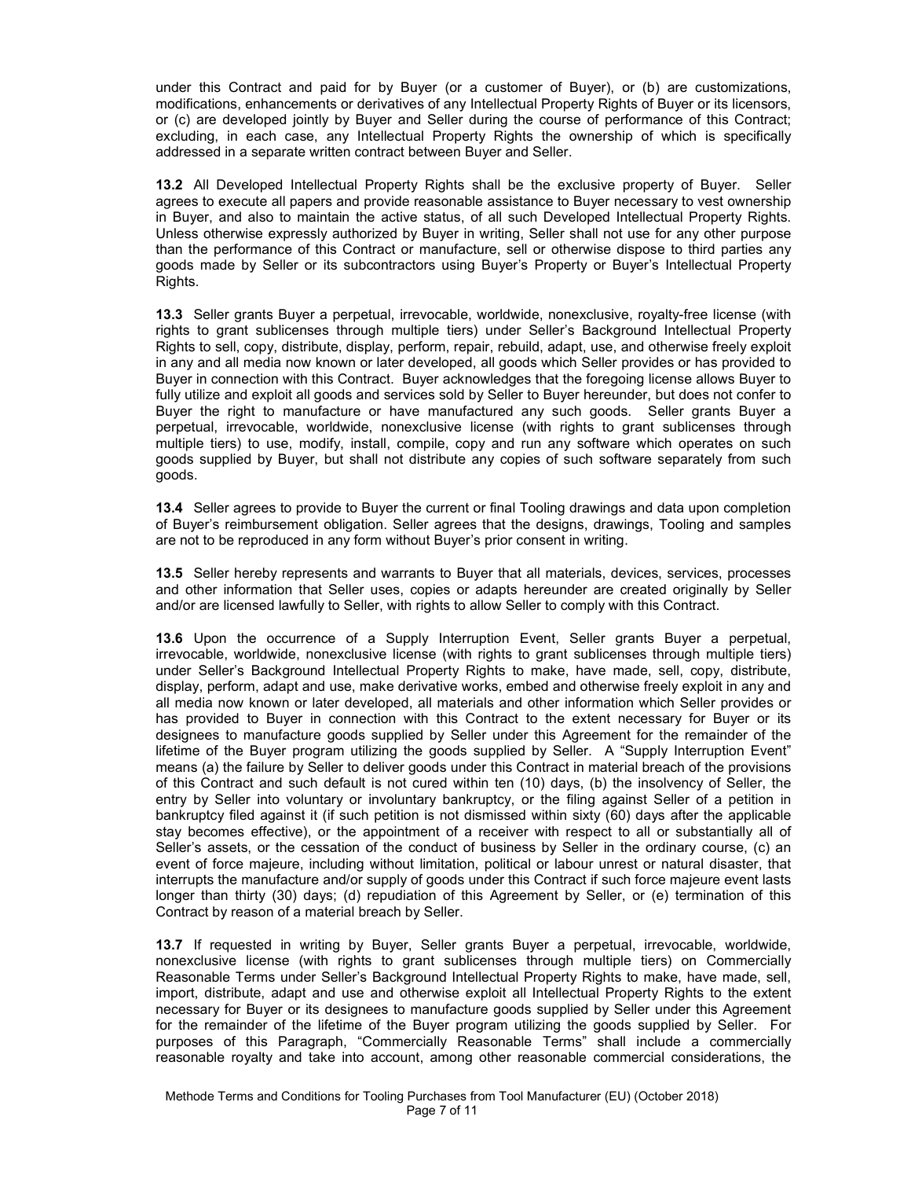under this Contract and paid for by Buyer (or a customer of Buyer), or (b) are customizations, modifications, enhancements or derivatives of any Intellectual Property Rights of Buyer or its licensors, or (c) are developed jointly by Buyer and Seller during the course of performance of this Contract; excluding, in each case, any Intellectual Property Rights the ownership of which is specifically addressed in a separate written contract between Buyer and Seller.

**13.2** All Developed Intellectual Property Rights shall be the exclusive property of Buyer. Seller agrees to execute all papers and provide reasonable assistance to Buyer necessary to vest ownership in Buyer, and also to maintain the active status, of all such Developed Intellectual Property Rights. Unless otherwise expressly authorized by Buyer in writing, Seller shall not use for any other purpose than the performance of this Contract or manufacture, sell or otherwise dispose to third parties any goods made by Seller or its subcontractors using Buyer's Property or Buyer's Intellectual Property Rights.

**13.3** Seller grants Buyer a perpetual, irrevocable, worldwide, nonexclusive, royalty-free license (with rights to grant sublicenses through multiple tiers) under Seller's Background Intellectual Property Rights to sell, copy, distribute, display, perform, repair, rebuild, adapt, use, and otherwise freely exploit in any and all media now known or later developed, all goods which Seller provides or has provided to Buyer in connection with this Contract. Buyer acknowledges that the foregoing license allows Buyer to fully utilize and exploit all goods and services sold by Seller to Buyer hereunder, but does not confer to Buyer the right to manufacture or have manufactured any such goods. Seller grants Buyer a perpetual, irrevocable, worldwide, nonexclusive license (with rights to grant sublicenses through multiple tiers) to use, modify, install, compile, copy and run any software which operates on such goods supplied by Buyer, but shall not distribute any copies of such software separately from such goods.

**13.4** Seller agrees to provide to Buyer the current or final Tooling drawings and data upon completion of Buyer's reimbursement obligation. Seller agrees that the designs, drawings, Tooling and samples are not to be reproduced in any form without Buyer's prior consent in writing.

**13.5** Seller hereby represents and warrants to Buyer that all materials, devices, services, processes and other information that Seller uses, copies or adapts hereunder are created originally by Seller and/or are licensed lawfully to Seller, with rights to allow Seller to comply with this Contract.

**13.6** Upon the occurrence of a Supply Interruption Event, Seller grants Buyer a perpetual, irrevocable, worldwide, nonexclusive license (with rights to grant sublicenses through multiple tiers) under Seller's Background Intellectual Property Rights to make, have made, sell, copy, distribute, display, perform, adapt and use, make derivative works, embed and otherwise freely exploit in any and all media now known or later developed, all materials and other information which Seller provides or has provided to Buyer in connection with this Contract to the extent necessary for Buyer or its designees to manufacture goods supplied by Seller under this Agreement for the remainder of the lifetime of the Buyer program utilizing the goods supplied by Seller. A "Supply Interruption Event" means (a) the failure by Seller to deliver goods under this Contract in material breach of the provisions of this Contract and such default is not cured within ten (10) days, (b) the insolvency of Seller, the entry by Seller into voluntary or involuntary bankruptcy, or the filing against Seller of a petition in bankruptcy filed against it (if such petition is not dismissed within sixty (60) days after the applicable stay becomes effective), or the appointment of a receiver with respect to all or substantially all of Seller's assets, or the cessation of the conduct of business by Seller in the ordinary course, (c) an event of force majeure, including without limitation, political or labour unrest or natural disaster, that interrupts the manufacture and/or supply of goods under this Contract if such force majeure event lasts longer than thirty (30) days; (d) repudiation of this Agreement by Seller, or (e) termination of this Contract by reason of a material breach by Seller.

**13.7** If requested in writing by Buyer, Seller grants Buyer a perpetual, irrevocable, worldwide, nonexclusive license (with rights to grant sublicenses through multiple tiers) on Commercially Reasonable Terms under Seller's Background Intellectual Property Rights to make, have made, sell, import, distribute, adapt and use and otherwise exploit all Intellectual Property Rights to the extent necessary for Buyer or its designees to manufacture goods supplied by Seller under this Agreement for the remainder of the lifetime of the Buyer program utilizing the goods supplied by Seller. For purposes of this Paragraph, "Commercially Reasonable Terms" shall include a commercially reasonable royalty and take into account, among other reasonable commercial considerations, the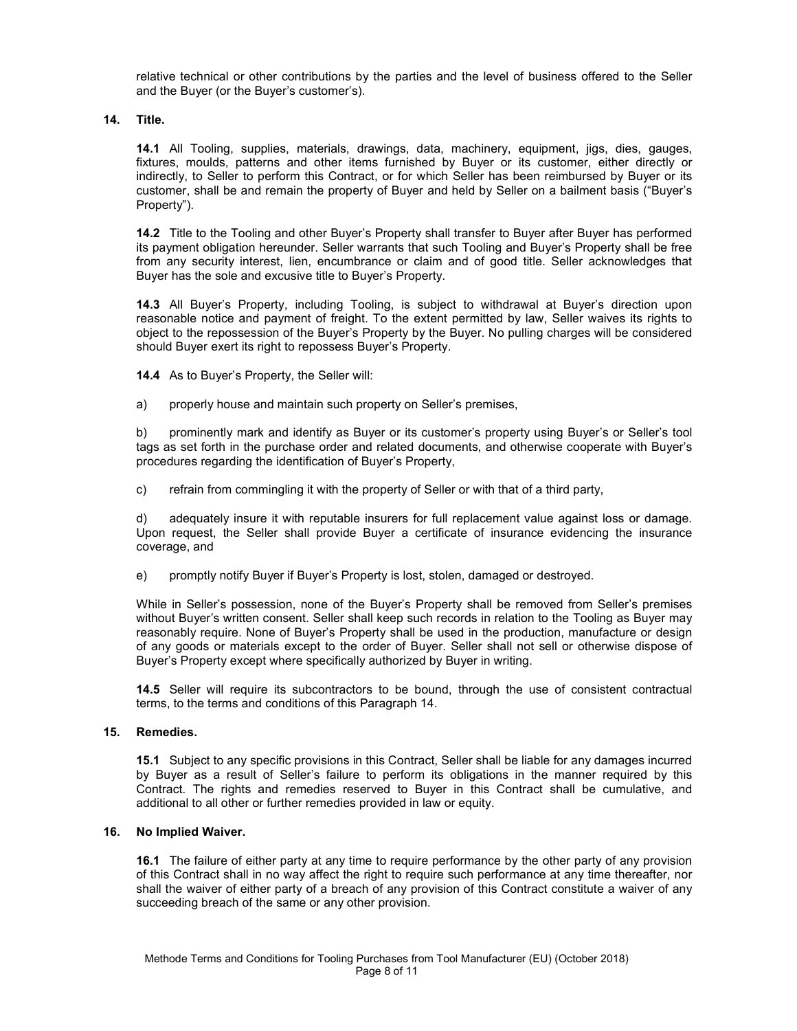relative technical or other contributions by the parties and the level of business offered to the Seller and the Buyer (or the Buyer's customer's).

**14. Title.**

**14.1** All Tooling, supplies, materials, drawings, data, machinery, equipment, jigs, dies, gauges, fixtures, moulds, patterns and other items furnished by Buyer or its customer, either directly or indirectly, to Seller to perform this Contract, or for which Seller has been reimbursed by Buyer or its customer, shall be and remain the property of Buyer and held by Seller on a bailment basis ("Buyer's Property").

**14.2** Title to the Tooling and other Buyer's Property shall transfer to Buyer after Buyer has performed its payment obligation hereunder. Seller warrants that such Tooling and Buyer's Property shall be free from any security interest, lien, encumbrance or claim and of good title. Seller acknowledges that Buyer has the sole and excusive title to Buyer's Property.

**14.3** All Buyer's Property, including Tooling, is subject to withdrawal at Buyer's direction upon reasonable notice and payment of freight. To the extent permitted by law, Seller waives its rights to object to the repossession of the Buyer's Property by the Buyer. No pulling charges will be considered should Buyer exert its right to repossess Buyer's Property.

**14.4** As to Buyer's Property, the Seller will:

a) properly house and maintain such property on Seller's premises,

b) prominently mark and identify as Buyer or its customer's property using Buyer's or Seller's tool tags as set forth in the purchase order and related documents, and otherwise cooperate with Buyer's procedures regarding the identification of Buyer's Property,

c) refrain from commingling it with the property of Seller or with that of a third party,

d) adequately insure it with reputable insurers for full replacement value against loss or damage. Upon request, the Seller shall provide Buyer a certificate of insurance evidencing the insurance coverage, and

e) promptly notify Buyer if Buyer's Property is lost, stolen, damaged or destroyed.

While in Seller's possession, none of the Buyer's Property shall be removed from Seller's premises without Buyer's written consent. Seller shall keep such records in relation to the Tooling as Buyer may reasonably require. None of Buyer's Property shall be used in the production, manufacture or design of any goods or materials except to the order of Buyer. Seller shall not sell or otherwise dispose of Buyer's Property except where specifically authorized by Buyer in writing.

**14.5** Seller will require its subcontractors to be bound, through the use of consistent contractual terms, to the terms and conditions of this Paragraph 14.

**15. Remedies.**

**15.1** Subject to any specific provisions in this Contract, Seller shall be liable for any damages incurred by Buyer as a result of Seller's failure to perform its obligations in the manner required by this Contract. The rights and remedies reserved to Buyer in this Contract shall be cumulative, and additional to all other or further remedies provided in law or equity.

**16. No Implied Waiver.**

**16.1** The failure of either party at any time to require performance by the other party of any provision of this Contract shall in no way affect the right to require such performance at any time thereafter, nor shall the waiver of either party of a breach of any provision of this Contract constitute a waiver of any succeeding breach of the same or any other provision.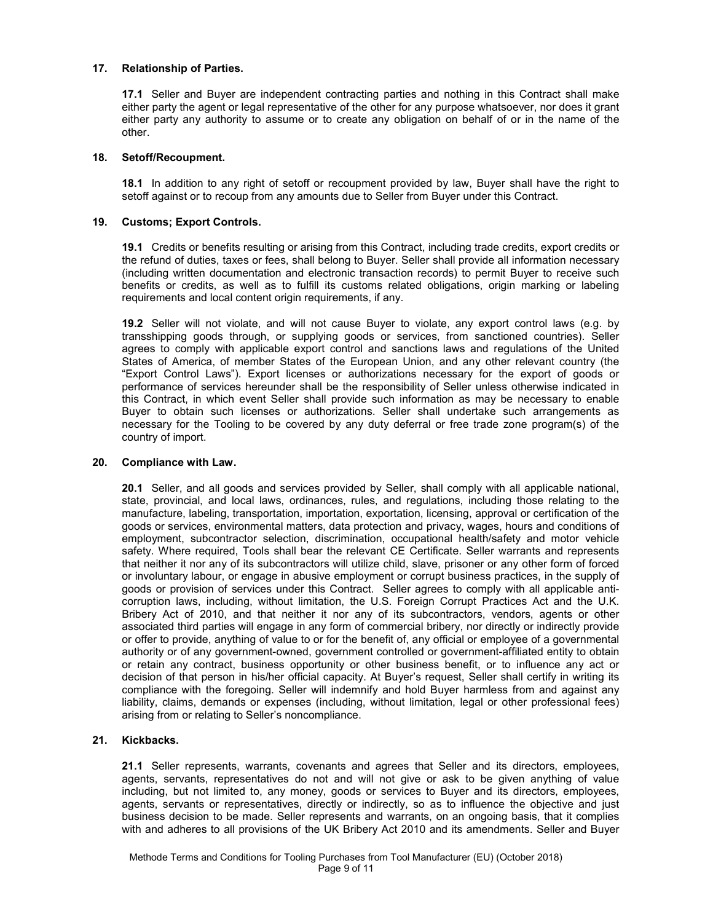## 17. Relationship of Parties.

**17.1** Seller and Buyer are independent contracting parties and nothing in this Contract shall make either party the agent or legal representative of the other for any purpose whatsoever, nor does it grant either party any authority to assume or to create any obligation on behalf of or in the name of the other.

## 18. Setoff/Recoupment.

**18.1** In addition to any right of setoff or recoupment provided by law, Buyer shall have the right to setoff against or to recoup from any amounts due to Seller from Buyer under this Contract.

## 19. Customs; Export Controls.

**19.1** Credits or benefits resulting or arising from this Contract, including trade credits, export credits or the refund of duties, taxes or fees, shall belong to Buyer. Seller shall provide all information necessary (including written documentation and electronic transaction records) to permit Buyer to receive such benefits or credits, as well as to fulfill its customs related obligations, origin marking or labeling requirements and local content origin requirements, if any.

**19.2** Seller will not violate, and will not cause Buyer to violate, any export control laws (e.g. by transshipping goods through, or supplying goods or services, from sanctioned countries). Seller agrees to comply with applicable export control and sanctions laws and regulations of the United States of America, of member States of the European Union, and any other relevant country (the "Export Control Laws"). Export licenses or authorizations necessary for the export of goods or performance of services hereunder shall be the responsibility of Seller unless otherwise indicated in this Contract, in which event Seller shall provide such information as may be necessary to enable Buyer to obtain such licenses or authorizations. Seller shall undertake such arrangements as necessary for the Tooling to be covered by any duty deferral or free trade zone program(s) of the country of import.

## 20. Compliance with Law.

**20.1** Seller, and all goods and services provided by Seller, shall comply with all applicable national, state, provincial, and local laws, ordinances, rules, and regulations, including those relating to the manufacture, labeling, transportation, importation, exportation, licensing, approval or certification of the goods or services, environmental matters, data protection and privacy, wages, hours and conditions of employment, subcontractor selection, discrimination, occupational health/safety and motor vehicle safety. Where required, Tools shall bear the relevant CE Certificate. Seller warrants and represents that neither it nor any of its subcontractors will utilize child, slave, prisoner or any other form of forced or involuntary labour, or engage in abusive employment or corrupt business practices, in the supply of goods or provision of services under this Contract. Seller agrees to comply with all applicable anti-corruption laws, including, without limitation, the U.S. Foreign Corrupt Practices Act and the U.K. Bribery Act of 2010, and that neither it nor any of its subcontractors, vendors, agents or other associated third parties will engage in any form of commercial bribery, nor directly or indirectly provide or offer to provide, anything of value to or for the benefit of, any official or employee of a governmental authority or of any government-owned, government controlled or government-affiliated entity to obtain or retain any contract, business opportunity or other business benefit, or to influence any act or decision of that person in his/her official capacity. At Buyer's request, Seller shall certify in writing its compliance with the foregoing. Seller will indemnify and hold Buyer harmless from and against any liability, claims, demands or expenses (including, without limitation, legal or other professional fees) arising from or relating to Seller's noncompliance.

## 21. Kickbacks.

**21.1** Seller represents, warrants, covenants and agrees that Seller and its directors, employees, agents, servants, representatives do not and will not give or ask to be given anything of value including, but not limited to, any money, goods or services to Buyer and its directors, employees, agents, servants or representatives, directly or indirectly, so as to influence the objective and just business decision to be made. Seller represents and warrants, on an ongoing basis, that it complies with and adheres to all provisions of the UK Bribery Act 2010 and its amendments. Seller and Buyer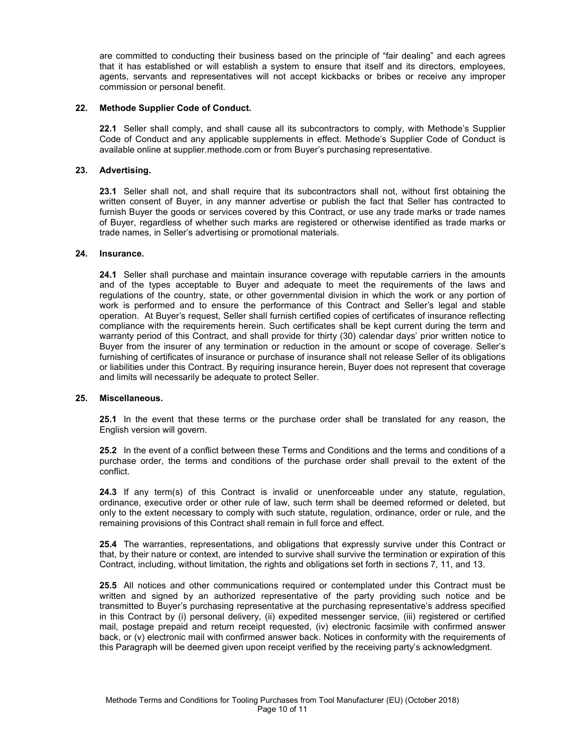are committed to conducting their business based on the principle of "fair dealing" and each agrees that it has established or will establish a system to ensure that itself and its directors, employees, agents, servants and representatives will not accept kickbacks or bribes or receive any improper commission or personal benefit.

## 22. Methode Supplier Code of Conduct.

**22.1** Seller shall comply, and shall cause all its subcontractors to comply, with Methode's Supplier Code of Conduct and any applicable supplements in effect. Methode's Supplier Code of Conduct is available online at supplier.methode.com or from Buyer's purchasing representative.

## 23. Advertising.

**23.1** Seller shall not, and shall require that its subcontractors shall not, without first obtaining the written consent of Buyer, in any manner advertise or publish the fact that Seller has contracted to furnish Buyer the goods or services covered by this Contract, or use any trade marks or trade names of Buyer, regardless of whether such marks are registered or otherwise identified as trade marks or trade names, in Seller's advertising or promotional materials.

## 24. Insurance.

**24.1** Seller shall purchase and maintain insurance coverage with reputable carriers in the amounts and of the types acceptable to Buyer and adequate to meet the requirements of the laws and regulations of the country, state, or other governmental division in which the work or any portion of work is performed and to ensure the performance of this Contract and Seller's legal and stable operation. At Buyer's request, Seller shall furnish certified copies of certificates of insurance reflecting compliance with the requirements herein. Such certificates shall be kept current during the term and warranty period of this Contract, and shall provide for thirty (30) calendar days' prior written notice to Buyer from the insurer of any termination or reduction in the amount or scope of coverage. Seller's furnishing of certificates of insurance or purchase of insurance shall not release Seller of its obligations or liabilities under this Contract. By requiring insurance herein, Buyer does not represent that coverage and limits will necessarily be adequate to protect Seller.

## 25. Miscellaneous.

**25.1** In the event that these terms or the purchase order shall be translated for any reason, the English version will govern.

**25.2** In the event of a conflict between these Terms and Conditions and the terms and conditions of a purchase order, the terms and conditions of the purchase order shall prevail to the extent of the conflict.

**24.3** If any term(s) of this Contract is invalid or unenforceable under any statute, regulation, ordinance, executive order or other rule of law, such term shall be deemed reformed or deleted, but only to the extent necessary to comply with such statute, regulation, ordinance, order or rule, and the remaining provisions of this Contract shall remain in full force and effect.

**25.4** The warranties, representations, and obligations that expressly survive under this Contract or that, by their nature or context, are intended to survive shall survive the termination or expiration of this Contract, including, without limitation, the rights and obligations set forth in sections 7, 11, and 13.

**25.5** All notices and other communications required or contemplated under this Contract must be written and signed by an authorized representative of the party providing such notice and be transmitted to Buyer's purchasing representative at the purchasing representative's address specified in this Contract by (i) personal delivery, (ii) expedited messenger service, (iii) registered or certified mail, postage prepaid and return receipt requested, (iv) electronic facsimile with confirmed answer back, or (v) electronic mail with confirmed answer back. Notices in conformity with the requirements of this Paragraph will be deemed given upon receipt verified by the receiving party's acknowledgment.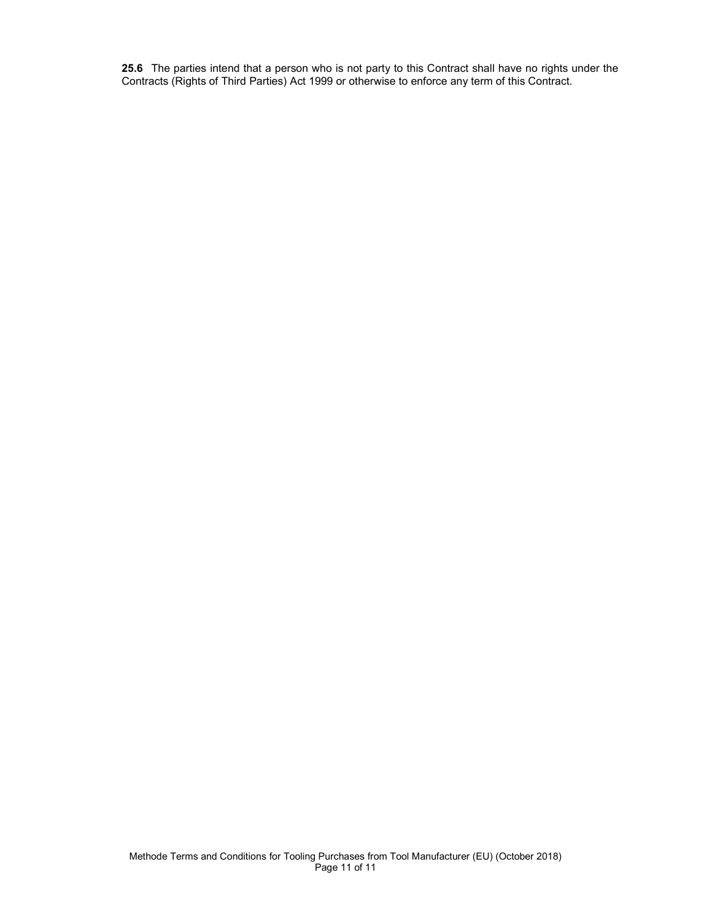**25.6** The parties intend that a person who is not party to this Contract shall have no rights under the Contracts (Rights of Third Parties) Act 1999 or otherwise to enforce any term of this Contract.